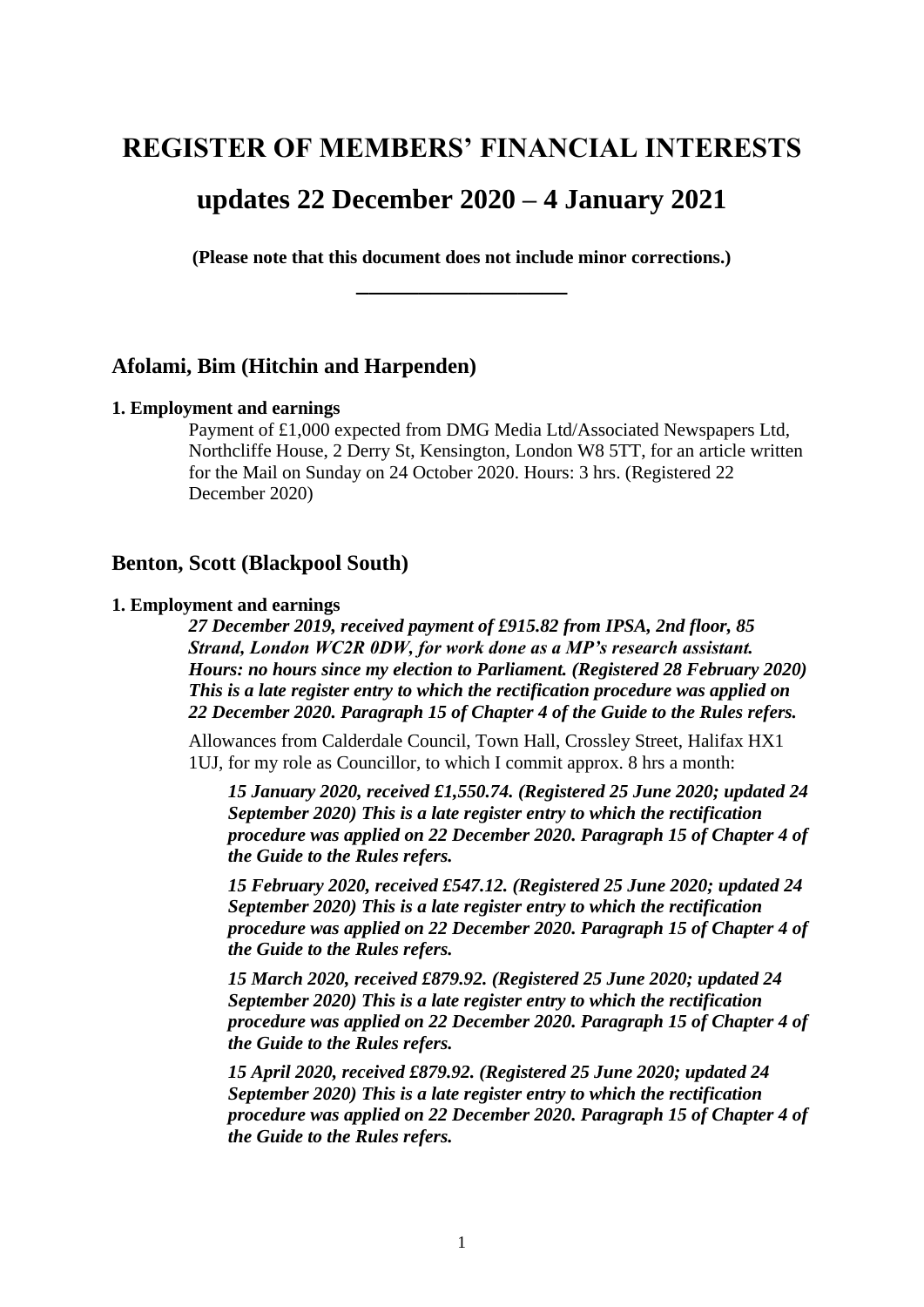# REGISTER OF MEMBERS' FINANCIAL INTERESTS

# updates 22 December 2020 – 4 January 2021

**(Please note that this document does not include minor corrections.)**

---

## Afolami, Bim (Hitchin and Harpenden)

**1. Employment and earnings**

Payment of £1,000 expected from DMG Media Ltd/Associated Newspapers Ltd, Northcliffe House, 2 Derry St, Kensington, London W8 5TT, for an article written for the Mail on Sunday on 24 October 2020. Hours: 3 hrs. (Registered 22 December 2020)

## Benton, Scott (Blackpool South)

**1. Employment and earnings**

***27 December 2019, received payment of £915.82 from IPSA, 2nd floor, 85 Strand, London WC2R 0DW, for work done as a MP's research assistant. Hours: no hours since my election to Parliament. (Registered 28 February 2020) This is a late register entry to which the rectification procedure was applied on 22 December 2020. Paragraph 15 of Chapter 4 of the Guide to the Rules refers.***

Allowances from Calderdale Council, Town Hall, Crossley Street, Halifax HX1 1UJ, for my role as Councillor, to which I commit approx. 8 hrs a month:

***15 January 2020, received £1,550.74. (Registered 25 June 2020; updated 24 September 2020) This is a late register entry to which the rectification procedure was applied on 22 December 2020. Paragraph 15 of Chapter 4 of the Guide to the Rules refers.***

***15 February 2020, received £547.12. (Registered 25 June 2020; updated 24 September 2020) This is a late register entry to which the rectification procedure was applied on 22 December 2020. Paragraph 15 of Chapter 4 of the Guide to the Rules refers.***

***15 March 2020, received £879.92. (Registered 25 June 2020; updated 24 September 2020) This is a late register entry to which the rectification procedure was applied on 22 December 2020. Paragraph 15 of Chapter 4 of the Guide to the Rules refers.***

***15 April 2020, received £879.92. (Registered 25 June 2020; updated 24 September 2020) This is a late register entry to which the rectification procedure was applied on 22 December 2020. Paragraph 15 of Chapter 4 of the Guide to the Rules refers.***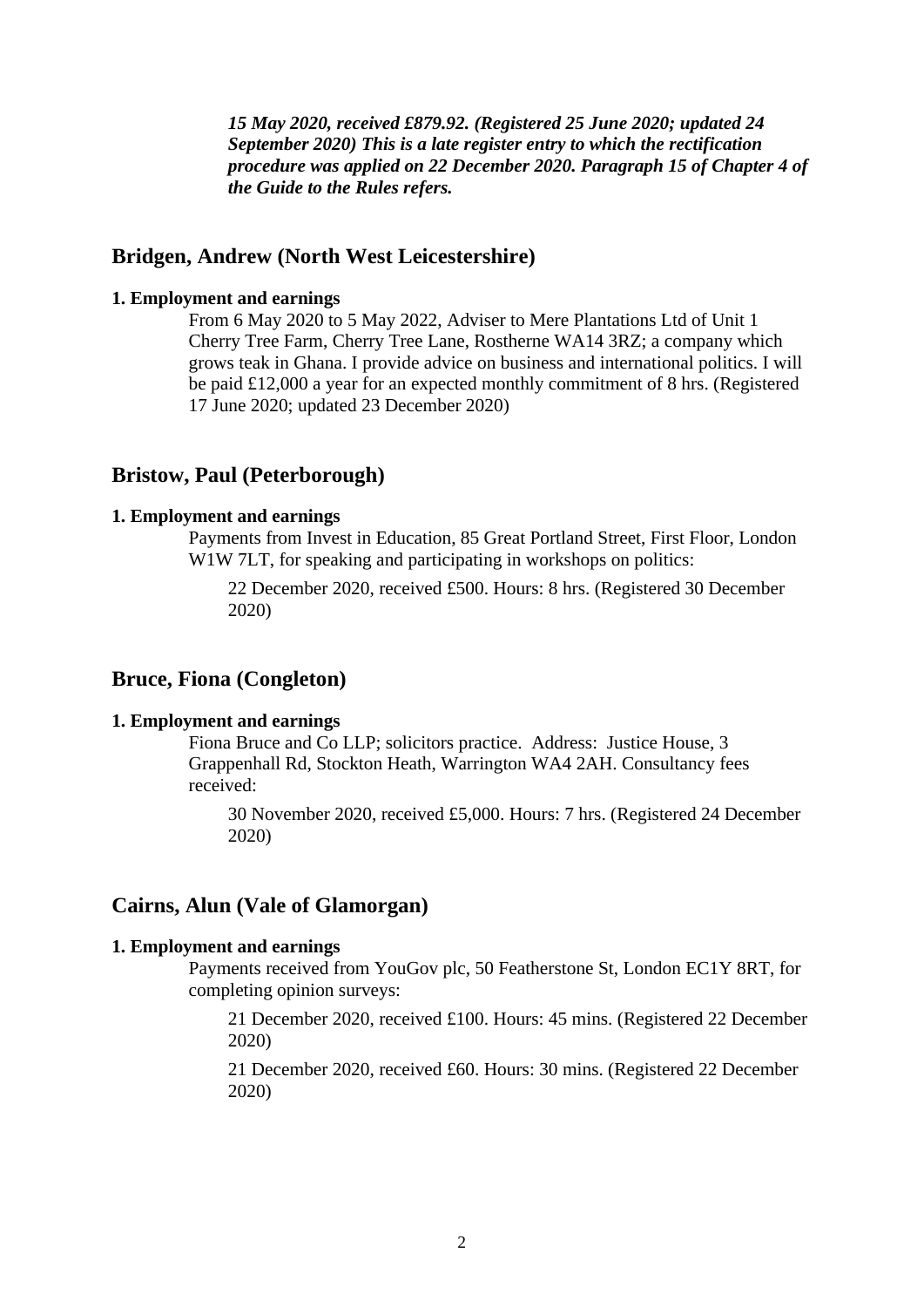***15 May 2020, received £879.92. (Registered 25 June 2020; updated 24 September 2020) This is a late register entry to which the rectification procedure was applied on 22 December 2020. Paragraph 15 of Chapter 4 of the Guide to the Rules refers.***

## Bridgen, Andrew (North West Leicestershire)

**1. Employment and earnings**

From 6 May 2020 to 5 May 2022, Adviser to Mere Plantations Ltd of Unit 1 Cherry Tree Farm, Cherry Tree Lane, Rostherne WA14 3RZ; a company which grows teak in Ghana. I provide advice on business and international politics. I will be paid £12,000 a year for an expected monthly commitment of 8 hrs. (Registered 17 June 2020; updated 23 December 2020)

## Bristow, Paul (Peterborough)

**1. Employment and earnings**

Payments from Invest in Education, 85 Great Portland Street, First Floor, London W1W 7LT, for speaking and participating in workshops on politics:

22 December 2020, received £500. Hours: 8 hrs. (Registered 30 December 2020)

## Bruce, Fiona (Congleton)

**1. Employment and earnings**

Fiona Bruce and Co LLP; solicitors practice. Address: Justice House, 3 Grappenhall Rd, Stockton Heath, Warrington WA4 2AH. Consultancy fees received:

30 November 2020, received £5,000. Hours: 7 hrs. (Registered 24 December 2020)

## Cairns, Alun (Vale of Glamorgan)

**1. Employment and earnings**

Payments received from YouGov plc, 50 Featherstone St, London EC1Y 8RT, for completing opinion surveys:

21 December 2020, received £100. Hours: 45 mins. (Registered 22 December 2020)

21 December 2020, received £60. Hours: 30 mins. (Registered 22 December 2020)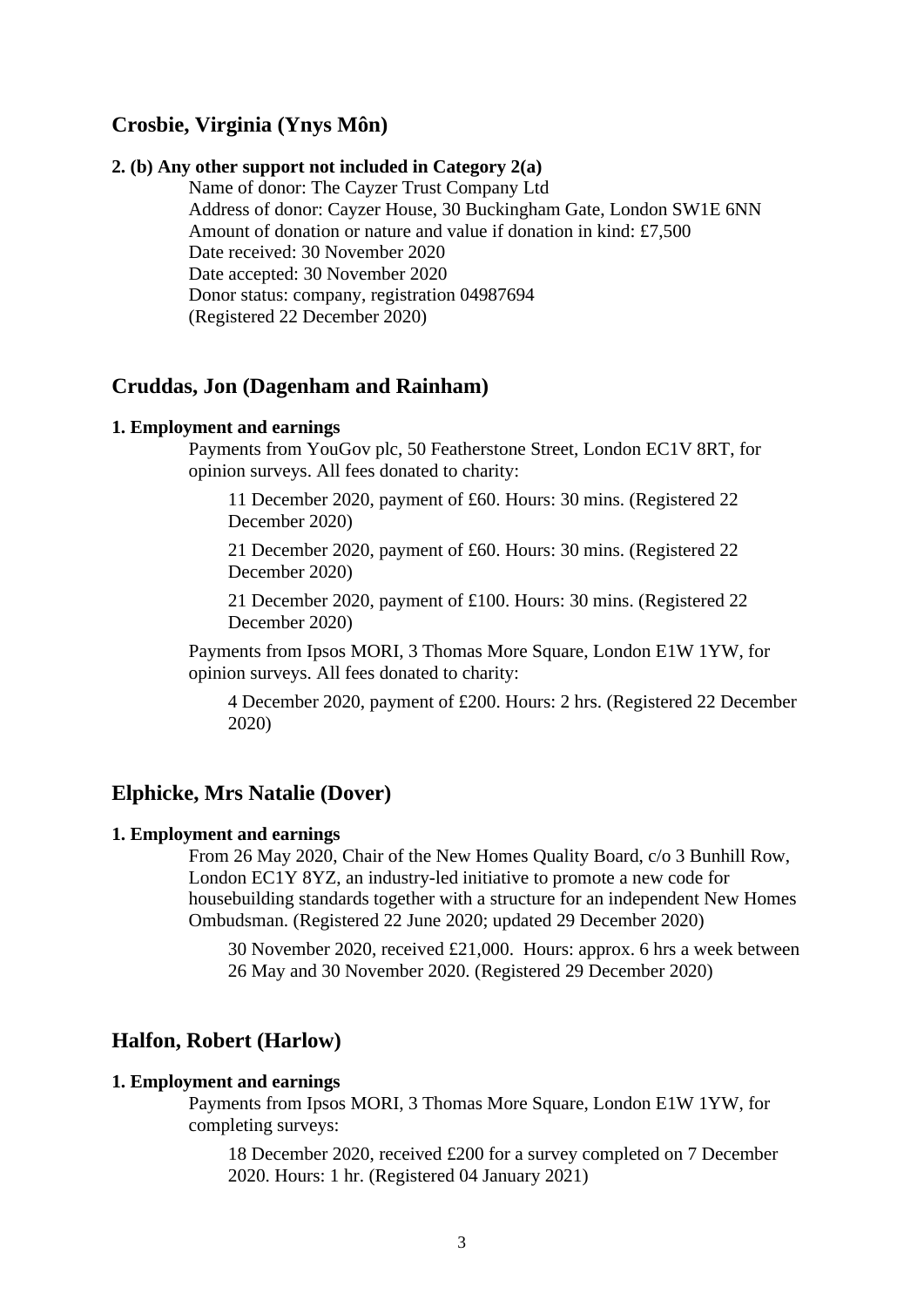## Crosbie, Virginia (Ynys Môn)

**2. (b) Any other support not included in Category 2(a)**

Name of donor: The Cayzer Trust Company Ltd
Address of donor: Cayzer House, 30 Buckingham Gate, London SW1E 6NN
Amount of donation or nature and value if donation in kind: £7,500
Date received: 30 November 2020
Date accepted: 30 November 2020
Donor status: company, registration 04987694
(Registered 22 December 2020)

## Cruddas, Jon (Dagenham and Rainham)

**1. Employment and earnings**

Payments from YouGov plc, 50 Featherstone Street, London EC1V 8RT, for opinion surveys. All fees donated to charity:

11 December 2020, payment of £60. Hours: 30 mins. (Registered 22 December 2020)

21 December 2020, payment of £60. Hours: 30 mins. (Registered 22 December 2020)

21 December 2020, payment of £100. Hours: 30 mins. (Registered 22 December 2020)

Payments from Ipsos MORI, 3 Thomas More Square, London E1W 1YW, for opinion surveys. All fees donated to charity:

4 December 2020, payment of £200. Hours: 2 hrs. (Registered 22 December 2020)

## Elphicke, Mrs Natalie (Dover)

**1. Employment and earnings**

From 26 May 2020, Chair of the New Homes Quality Board, c/o 3 Bunhill Row, London EC1Y 8YZ, an industry-led initiative to promote a new code for housebuilding standards together with a structure for an independent New Homes Ombudsman. (Registered 22 June 2020; updated 29 December 2020)

30 November 2020, received £21,000. Hours: approx. 6 hrs a week between 26 May and 30 November 2020. (Registered 29 December 2020)

## Halfon, Robert (Harlow)

**1. Employment and earnings**

Payments from Ipsos MORI, 3 Thomas More Square, London E1W 1YW, for completing surveys:

18 December 2020, received £200 for a survey completed on 7 December 2020. Hours: 1 hr. (Registered 04 January 2021)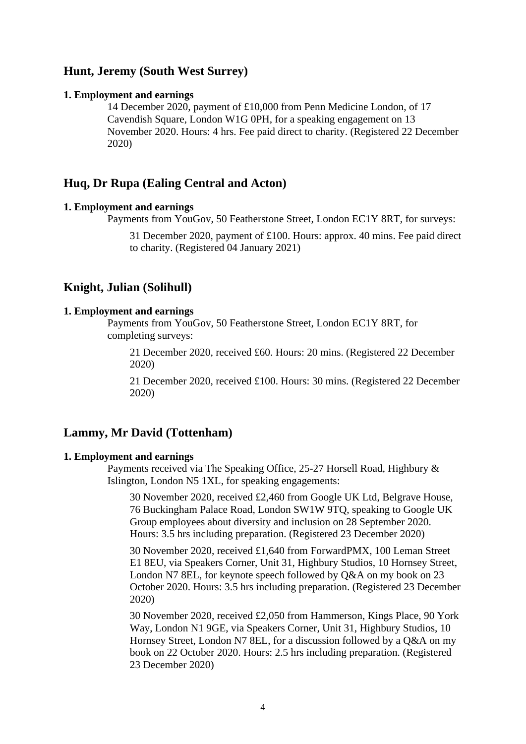## Hunt, Jeremy (South West Surrey)

**1. Employment and earnings**

14 December 2020, payment of £10,000 from Penn Medicine London, of 17 Cavendish Square, London W1G 0PH, for a speaking engagement on 13 November 2020. Hours: 4 hrs. Fee paid direct to charity. (Registered 22 December 2020)

## Huq, Dr Rupa (Ealing Central and Acton)

**1. Employment and earnings**

Payments from YouGov, 50 Featherstone Street, London EC1Y 8RT, for surveys:

31 December 2020, payment of £100. Hours: approx. 40 mins. Fee paid direct to charity. (Registered 04 January 2021)

## Knight, Julian (Solihull)

**1. Employment and earnings**

Payments from YouGov, 50 Featherstone Street, London EC1Y 8RT, for completing surveys:

21 December 2020, received £60. Hours: 20 mins. (Registered 22 December 2020)

21 December 2020, received £100. Hours: 30 mins. (Registered 22 December 2020)

## Lammy, Mr David (Tottenham)

**1. Employment and earnings**

Payments received via The Speaking Office, 25-27 Horsell Road, Highbury & Islington, London N5 1XL, for speaking engagements:

30 November 2020, received £2,460 from Google UK Ltd, Belgrave House, 76 Buckingham Palace Road, London SW1W 9TQ, speaking to Google UK Group employees about diversity and inclusion on 28 September 2020. Hours: 3.5 hrs including preparation. (Registered 23 December 2020)

30 November 2020, received £1,640 from ForwardPMX, 100 Leman Street E1 8EU, via Speakers Corner, Unit 31, Highbury Studios, 10 Hornsey Street, London N7 8EL, for keynote speech followed by Q&A on my book on 23 October 2020. Hours: 3.5 hrs including preparation. (Registered 23 December 2020)

30 November 2020, received £2,050 from Hammerson, Kings Place, 90 York Way, London N1 9GE, via Speakers Corner, Unit 31, Highbury Studios, 10 Hornsey Street, London N7 8EL, for a discussion followed by a Q&A on my book on 22 October 2020. Hours: 2.5 hrs including preparation. (Registered 23 December 2020)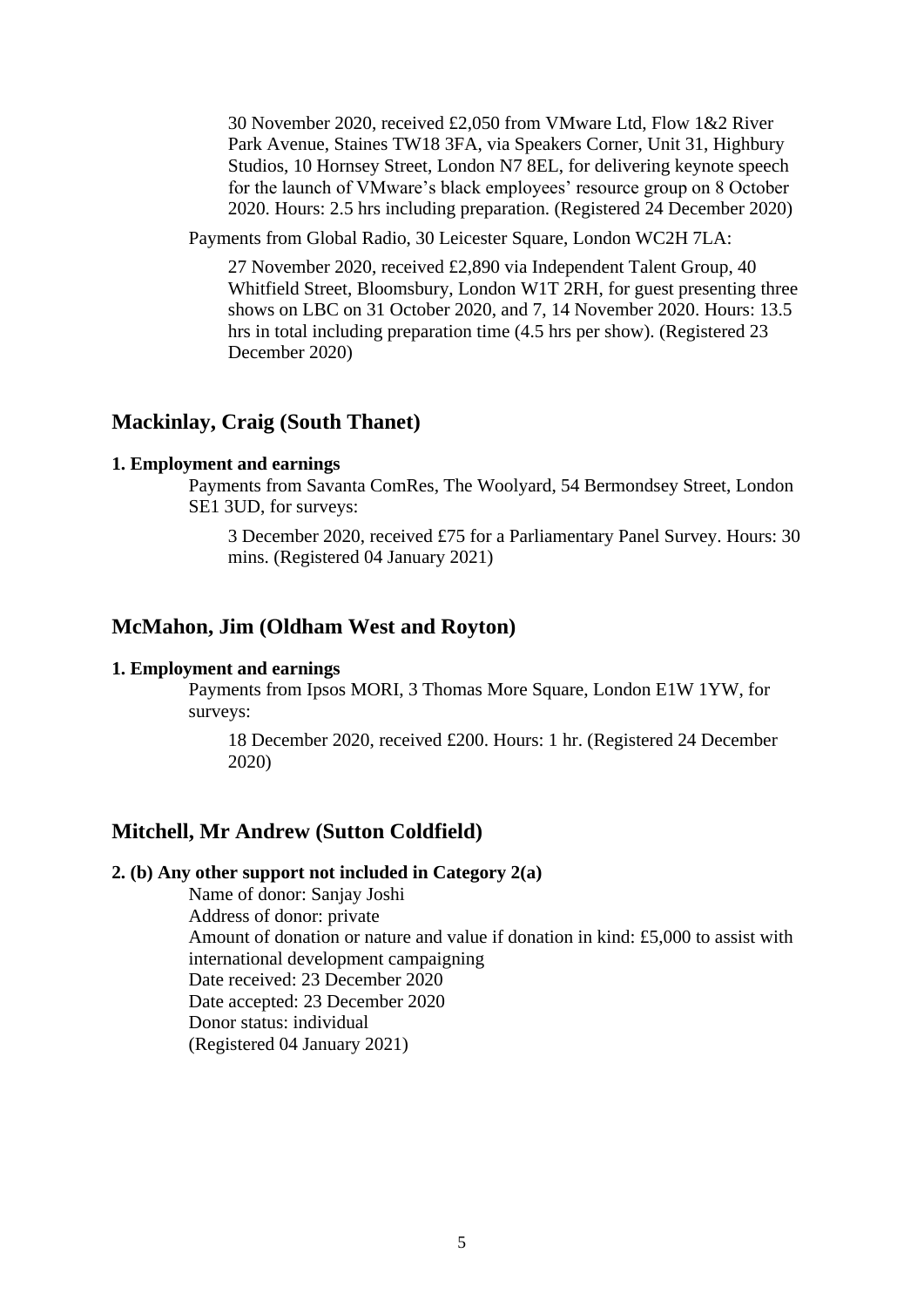30 November 2020, received £2,050 from VMware Ltd, Flow 1&2 River Park Avenue, Staines TW18 3FA, via Speakers Corner, Unit 31, Highbury Studios, 10 Hornsey Street, London N7 8EL, for delivering keynote speech for the launch of VMware's black employees' resource group on 8 October 2020. Hours: 2.5 hrs including preparation. (Registered 24 December 2020)

Payments from Global Radio, 30 Leicester Square, London WC2H 7LA:

27 November 2020, received £2,890 via Independent Talent Group, 40 Whitfield Street, Bloomsbury, London W1T 2RH, for guest presenting three shows on LBC on 31 October 2020, and 7, 14 November 2020. Hours: 13.5 hrs in total including preparation time (4.5 hrs per show). (Registered 23 December 2020)

## Mackinlay, Craig (South Thanet)

**1. Employment and earnings**

Payments from Savanta ComRes, The Woolyard, 54 Bermondsey Street, London SE1 3UD, for surveys:

3 December 2020, received £75 for a Parliamentary Panel Survey. Hours: 30 mins. (Registered 04 January 2021)

## McMahon, Jim (Oldham West and Royton)

**1. Employment and earnings**

Payments from Ipsos MORI, 3 Thomas More Square, London E1W 1YW, for surveys:

18 December 2020, received £200. Hours: 1 hr. (Registered 24 December 2020)

## Mitchell, Mr Andrew (Sutton Coldfield)

**2. (b) Any other support not included in Category 2(a)**

Name of donor: Sanjay Joshi
Address of donor: private
Amount of donation or nature and value if donation in kind: £5,000 to assist with international development campaigning
Date received: 23 December 2020
Date accepted: 23 December 2020
Donor status: individual
(Registered 04 January 2021)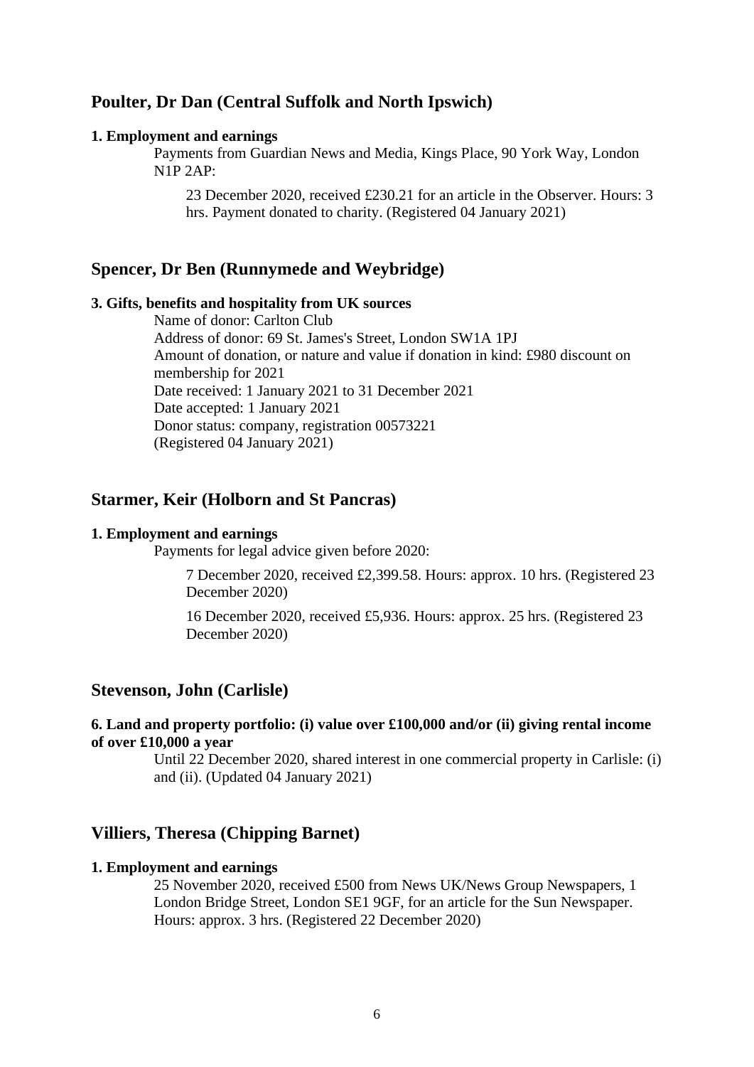## Poulter, Dr Dan (Central Suffolk and North Ipswich)

**1. Employment and earnings**

Payments from Guardian News and Media, Kings Place, 90 York Way, London N1P 2AP:

23 December 2020, received £230.21 for an article in the Observer. Hours: 3 hrs. Payment donated to charity. (Registered 04 January 2021)

## Spencer, Dr Ben (Runnymede and Weybridge)

**3. Gifts, benefits and hospitality from UK sources**

Name of donor: Carlton Club
Address of donor: 69 St. James's Street, London SW1A 1PJ
Amount of donation, or nature and value if donation in kind: £980 discount on membership for 2021
Date received: 1 January 2021 to 31 December 2021
Date accepted: 1 January 2021
Donor status: company, registration 00573221
(Registered 04 January 2021)

## Starmer, Keir (Holborn and St Pancras)

**1. Employment and earnings**

Payments for legal advice given before 2020:

7 December 2020, received £2,399.58. Hours: approx. 10 hrs. (Registered 23 December 2020)

16 December 2020, received £5,936. Hours: approx. 25 hrs. (Registered 23 December 2020)

## Stevenson, John (Carlisle)

**6. Land and property portfolio: (i) value over £100,000 and/or (ii) giving rental income of over £10,000 a year**

Until 22 December 2020, shared interest in one commercial property in Carlisle: (i) and (ii). (Updated 04 January 2021)

## Villiers, Theresa (Chipping Barnet)

**1. Employment and earnings**

25 November 2020, received £500 from News UK/News Group Newspapers, 1 London Bridge Street, London SE1 9GF, for an article for the Sun Newspaper. Hours: approx. 3 hrs. (Registered 22 December 2020)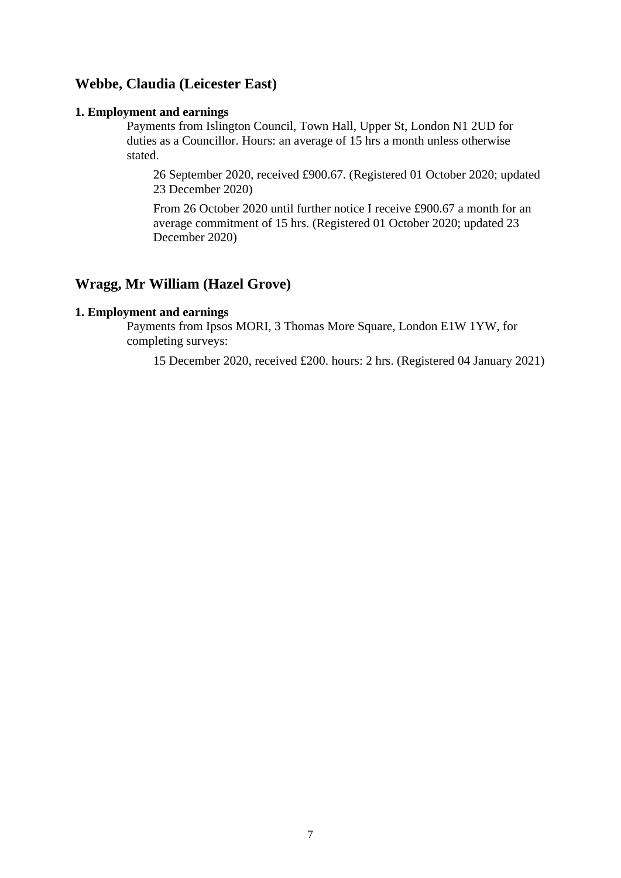## Webbe, Claudia (Leicester East)

**1. Employment and earnings**

Payments from Islington Council, Town Hall, Upper St, London N1 2UD for duties as a Councillor. Hours: an average of 15 hrs a month unless otherwise stated.

26 September 2020, received £900.67. (Registered 01 October 2020; updated 23 December 2020)

From 26 October 2020 until further notice I receive £900.67 a month for an average commitment of 15 hrs. (Registered 01 October 2020; updated 23 December 2020)

## Wragg, Mr William (Hazel Grove)

**1. Employment and earnings**

Payments from Ipsos MORI, 3 Thomas More Square, London E1W 1YW, for completing surveys:

15 December 2020, received £200. hours: 2 hrs. (Registered 04 January 2021)